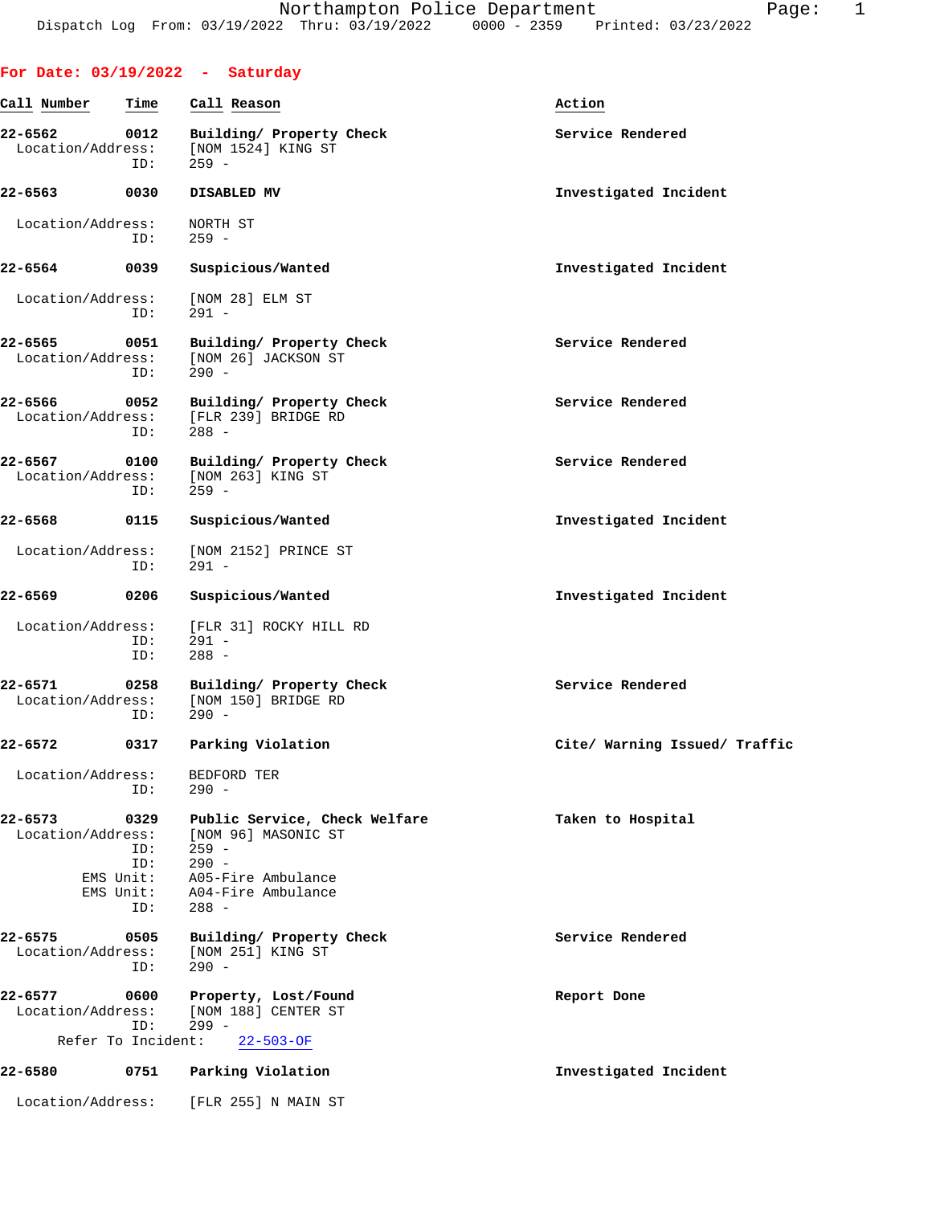Northampton Police Department
Dispatch Log From: 03/19/2022 Thru: 03/19/2022 0000 - 2359 Printed: 03/23/2022

## For Date: 03/19/2022 - Saturday

| Call Number | Time | Call Reason | Action |
|---|---|---|---|
| 22-6562 | 0012 | Building/ Property Check | Service Rendered |

Location/Address: [NOM 1524] KING ST
ID: 259 -

| Call Number | Time | Call Reason | Action |
|---|---|---|---|
| 22-6563 | 0030 | DISABLED MV | Investigated Incident |

Location/Address: NORTH ST
ID: 259 -

| Call Number | Time | Call Reason | Action |
|---|---|---|---|
| 22-6564 | 0039 | Suspicious/Wanted | Investigated Incident |

Location/Address: [NOM 28] ELM ST
ID: 291 -

| Call Number | Time | Call Reason | Action |
|---|---|---|---|
| 22-6565 | 0051 | Building/ Property Check | Service Rendered |

Location/Address: [NOM 26] JACKSON ST
ID: 290 -

| Call Number | Time | Call Reason | Action |
|---|---|---|---|
| 22-6566 | 0052 | Building/ Property Check | Service Rendered |

Location/Address: [FLR 239] BRIDGE RD
ID: 288 -

| Call Number | Time | Call Reason | Action |
|---|---|---|---|
| 22-6567 | 0100 | Building/ Property Check | Service Rendered |

Location/Address: [NOM 263] KING ST
ID: 259 -

| Call Number | Time | Call Reason | Action |
|---|---|---|---|
| 22-6568 | 0115 | Suspicious/Wanted | Investigated Incident |

Location/Address: [NOM 2152] PRINCE ST
ID: 291 -

| Call Number | Time | Call Reason | Action |
|---|---|---|---|
| 22-6569 | 0206 | Suspicious/Wanted | Investigated Incident |

Location/Address: [FLR 31] ROCKY HILL RD
ID: 291 -
ID: 288 -

| Call Number | Time | Call Reason | Action |
|---|---|---|---|
| 22-6571 | 0258 | Building/ Property Check | Service Rendered |

Location/Address: [NOM 150] BRIDGE RD
ID: 290 -

| Call Number | Time | Call Reason | Action |
|---|---|---|---|
| 22-6572 | 0317 | Parking Violation | Cite/ Warning Issued/ Traffic |

Location/Address: BEDFORD TER
ID: 290 -

| Call Number | Time | Call Reason | Action |
|---|---|---|---|
| 22-6573 | 0329 | Public Service, Check Welfare | Taken to Hospital |

Location/Address: [NOM 96] MASONIC ST
ID: 259 -
ID: 290 -
EMS Unit: A05-Fire Ambulance
EMS Unit: A04-Fire Ambulance
ID: 288 -

| Call Number | Time | Call Reason | Action |
|---|---|---|---|
| 22-6575 | 0505 | Building/ Property Check | Service Rendered |

Location/Address: [NOM 251] KING ST
ID: 290 -

| Call Number | Time | Call Reason | Action |
|---|---|---|---|
| 22-6577 | 0600 | Property, Lost/Found | Report Done |

Location/Address: [NOM 188] CENTER ST
ID: 299 -
Refer To Incident: 22-503-OF

| Call Number | Time | Call Reason | Action |
|---|---|---|---|
| 22-6580 | 0751 | Parking Violation | Investigated Incident |

Location/Address: [FLR 255] N MAIN ST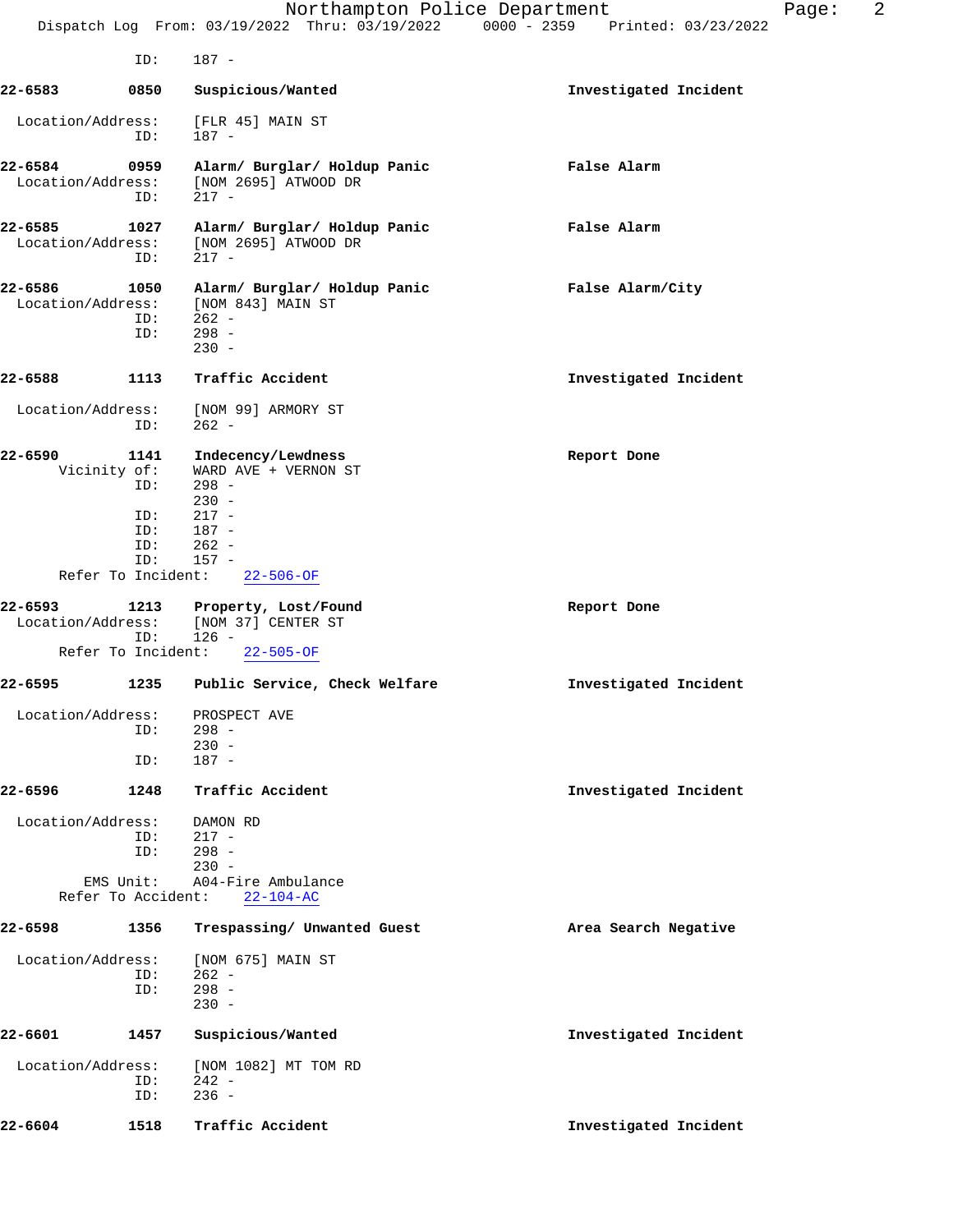ID: 187 -

**22-6583 0850 Suspicious/Wanted — Investigated Incident**

Location/Address: [FLR 45] MAIN ST
ID: 187 -

**22-6584 0959 Alarm/ Burglar/ Holdup Panic — False Alarm**

Location/Address: [NOM 2695] ATWOOD DR
ID: 217 -

**22-6585 1027 Alarm/ Burglar/ Holdup Panic — False Alarm**

Location/Address: [NOM 2695] ATWOOD DR
ID: 217 -

**22-6586 1050 Alarm/ Burglar/ Holdup Panic — False Alarm/City**

Location/Address: [NOM 843] MAIN ST
ID: 262 -
ID: 298 -
230 -

**22-6588 1113 Traffic Accident — Investigated Incident**

Location/Address: [NOM 99] ARMORY ST
ID: 262 -

**22-6590 1141 Indecency/Lewdness — Report Done**

Vicinity of: WARD AVE + VERNON ST
ID: 298 -
230 -
ID: 217 -
ID: 187 -
ID: 262 -
ID: 157 -
Refer To Incident: 22-506-OF

**22-6593 1213 Property, Lost/Found — Report Done**

Location/Address: [NOM 37] CENTER ST
ID: 126 -
Refer To Incident: 22-505-OF

**22-6595 1235 Public Service, Check Welfare — Investigated Incident**

Location/Address: PROSPECT AVE
ID: 298 -
230 -
ID: 187 -

**22-6596 1248 Traffic Accident — Investigated Incident**

Location/Address: DAMON RD
ID: 217 -
ID: 298 -
230 -
EMS Unit: A04-Fire Ambulance
Refer To Accident: 22-104-AC

**22-6598 1356 Trespassing/ Unwanted Guest — Area Search Negative**

Location/Address: [NOM 675] MAIN ST
ID: 262 -
ID: 298 -
230 -

**22-6601 1457 Suspicious/Wanted — Investigated Incident**

Location/Address: [NOM 1082] MT TOM RD
ID: 242 -
ID: 236 -

**22-6604 1518 Traffic Accident — Investigated Incident**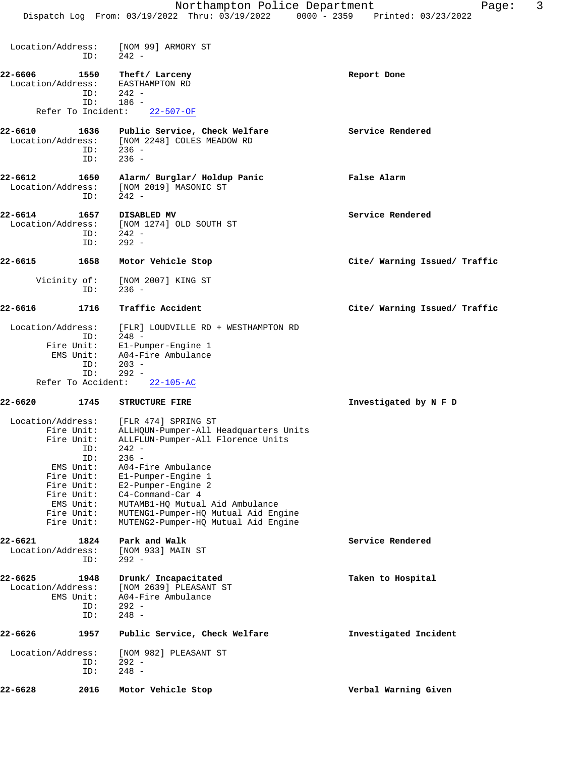Location/Address: [NOM 99] ARMORY ST
ID: 242 -

**22-6606 1550 Theft/ Larceny** — **Report Done**
Location/Address: EASTHAMPTON RD
ID: 242 -
ID: 186 -
Refer To Incident: 22-507-OF

**22-6610 1636 Public Service, Check Welfare** — **Service Rendered**
Location/Address: [NOM 2248] COLES MEADOW RD
ID: 236 -
ID: 236 -

**22-6612 1650 Alarm/ Burglar/ Holdup Panic** — **False Alarm**
Location/Address: [NOM 2019] MASONIC ST
ID: 242 -

**22-6614 1657 DISABLED MV** — **Service Rendered**
Location/Address: [NOM 1274] OLD SOUTH ST
ID: 242 -
ID: 292 -

**22-6615 1658 Motor Vehicle Stop** — **Cite/ Warning Issued/ Traffic**
Vicinity of: [NOM 2007] KING ST
ID: 236 -

**22-6616 1716 Traffic Accident** — **Cite/ Warning Issued/ Traffic**
Location/Address: [FLR] LOUDVILLE RD + WESTHAMPTON RD
ID: 248 -
Fire Unit: E1-Pumper-Engine 1
EMS Unit: A04-Fire Ambulance
ID: 203 -
ID: 292 -
Refer To Accident: 22-105-AC

**22-6620 1745 STRUCTURE FIRE** — **Investigated by N F D**
Location/Address: [FLR 474] SPRING ST
Fire Unit: ALLHQUN-Pumper-All Headquarters Units
Fire Unit: ALLFLUN-Pumper-All Florence Units
ID: 242 -
ID: 236 -
EMS Unit: A04-Fire Ambulance
Fire Unit: E1-Pumper-Engine 1
Fire Unit: E2-Pumper-Engine 2
Fire Unit: C4-Command-Car 4
EMS Unit: MUTAMB1-HQ Mutual Aid Ambulance
Fire Unit: MUTENG1-Pumper-HQ Mutual Aid Engine
Fire Unit: MUTENG2-Pumper-HQ Mutual Aid Engine

**22-6621 1824 Park and Walk** — **Service Rendered**
Location/Address: [NOM 933] MAIN ST
ID: 292 -

**22-6625 1948 Drunk/ Incapacitated** — **Taken to Hospital**
Location/Address: [NOM 2639] PLEASANT ST
EMS Unit: A04-Fire Ambulance
ID: 292 -
ID: 248 -

**22-6626 1957 Public Service, Check Welfare** — **Investigated Incident**
Location/Address: [NOM 982] PLEASANT ST
ID: 292 -
ID: 248 -

**22-6628 2016 Motor Vehicle Stop** — **Verbal Warning Given**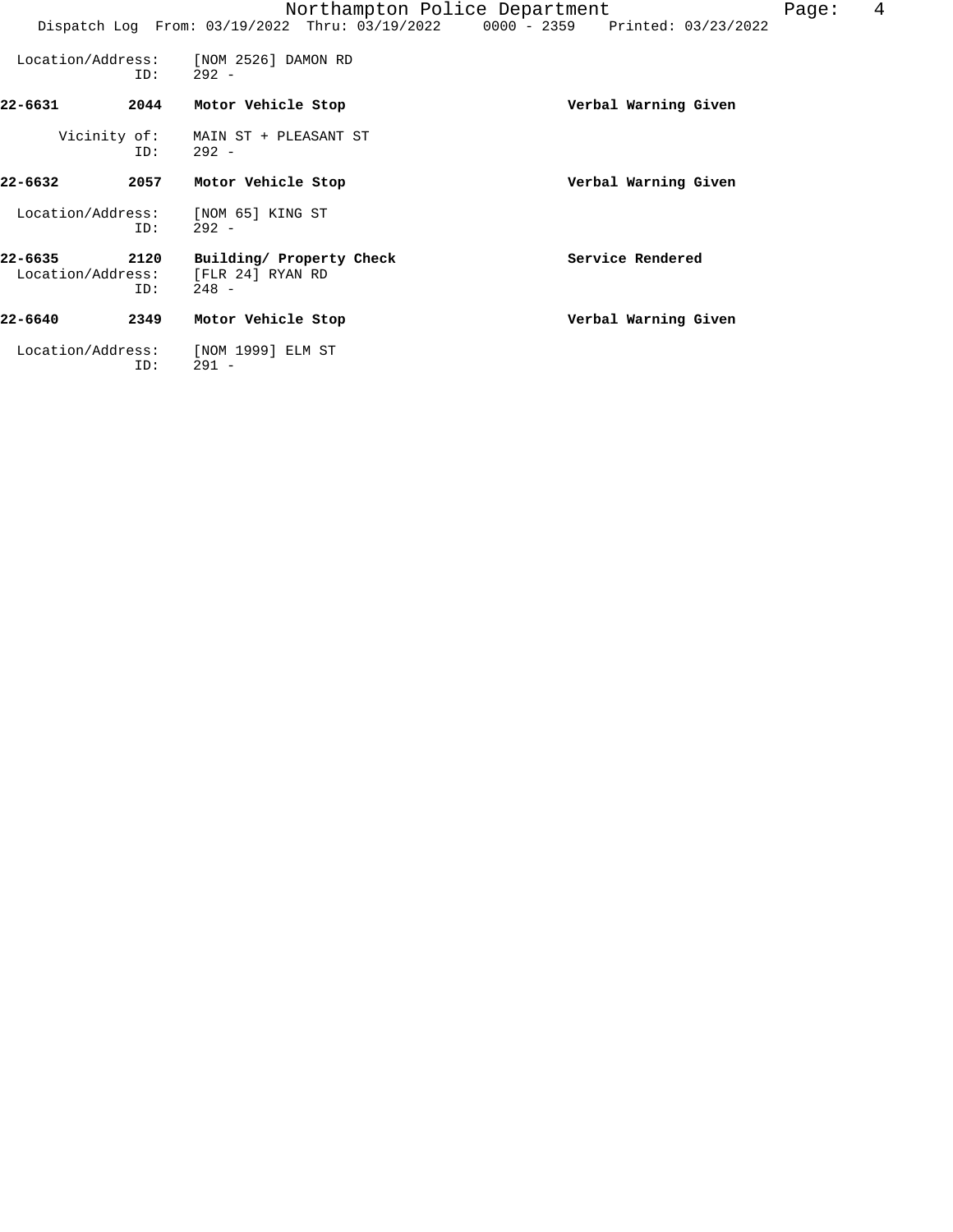Location/Address: [NOM 2526] DAMON RD
ID: 292 -

**22-6631 2044 Motor Vehicle Stop** **Verbal Warning Given**

Vicinity of: MAIN ST + PLEASANT ST
ID: 292 -

**22-6632 2057 Motor Vehicle Stop** **Verbal Warning Given**

Location/Address: [NOM 65] KING ST
ID: 292 -

**22-6635 2120 Building/ Property Check** **Service Rendered**
Location/Address: [FLR 24] RYAN RD
ID: 248 -

**22-6640 2349 Motor Vehicle Stop** **Verbal Warning Given**

Location/Address: [NOM 1999] ELM ST
ID: 291 -